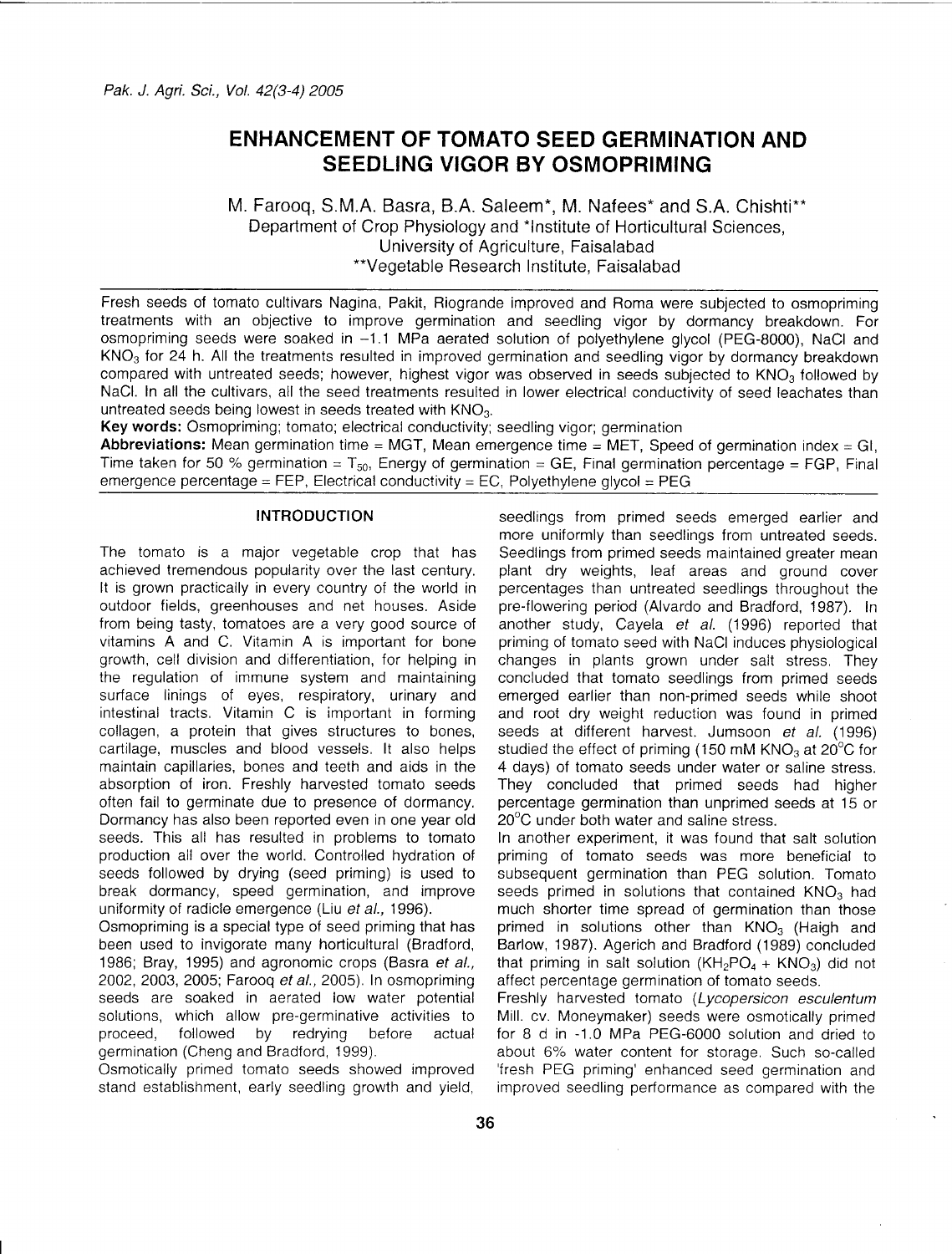# ENHANCEMENT OF TOMATO SEED GERMINATION AND SEEDLING VIGOR BY OSMOPRIMING

M. Farooq, S.M.A. Basra, B.A. Saleem*, M. Nafees* and S.A. Chishti**

Department of Crop Physiology and *Institute of Horticultural Sciences, University of Agriculture, Faisalabad

**Vegetable Research Institute, Faisalabad

Fresh seeds of tomato cultivars Nagina, Pakit, Riogrande improved and Roma were subjected to osmopriming treatments with an objective to improve germination and seedling vigor by dormancy breakdown. For osmopriming seeds were soaked in –1.1 MPa aerated solution of polyethylene glycol (PEG-8000), NaCl and $KNO_3$ for 24 h. All the treatments resulted in improved germination and seedling vigor by dormancy breakdown compared with untreated seeds; however, highest vigor was observed in seeds subjected to $KNO_3$ followed by NaCl. In all the cultivars, all the seed treatments resulted in lower electrical conductivity of seed leachates than untreated seeds being lowest in seeds treated with $KNO_3$.

**Key words:** Osmopriming; tomato; electrical conductivity; seedling vigor; germination

**Abbreviations:** Mean germination time = MGT, Mean emergence time = MET, Speed of germination index = GI, Time taken for 50 % germination = $T_{50}$, Energy of germination = GE, Final germination percentage = FGP, Final emergence percentage = FEP, Electrical conductivity = EC, Polyethylene glycol = PEG

## INTRODUCTION

The tomato is a major vegetable crop that has achieved tremendous popularity over the last century. It is grown practically in every country of the world in outdoor fields, greenhouses and net houses. Aside from being tasty, tomatoes are a very good source of vitamins A and C. Vitamin A is important for bone growth, cell division and differentiation, for helping in the regulation of immune system and maintaining surface linings of eyes, respiratory, urinary and intestinal tracts. Vitamin C is important in forming collagen, a protein that gives structures to bones, cartilage, muscles and blood vessels. It also helps maintain capillaries, bones and teeth and aids in the absorption of iron. Freshly harvested tomato seeds often fail to germinate due to presence of dormancy. Dormancy has also been reported even in one year old seeds. This all has resulted in problems to tomato production all over the world. Controlled hydration of seeds followed by drying (seed priming) is used to break dormancy, speed germination, and improve uniformity of radicle emergence (Liu *et al.,* 1996).

Osmopriming is a special type of seed priming that has been used to invigorate many horticultural (Bradford, 1986; Bray, 1995) and agronomic crops (Basra *et al.,* 2002, 2003, 2005; Farooq *et al.,* 2005). In osmopriming seeds are soaked in aerated low water potential solutions, which allow pre-germinative activities to proceed, followed by redrying before actual germination (Cheng and Bradford, 1999).

Osmotically primed tomato seeds showed improved stand establishment, early seedling growth and yield, seedlings from primed seeds emerged earlier and more uniformly than seedlings from untreated seeds. Seedlings from primed seeds maintained greater mean plant dry weights, leaf areas and ground cover percentages than untreated seedlings throughout the pre-flowering period (Alvardo and Bradford, 1987). In another study, Cayela *et al.* (1996) reported that priming of tomato seed with NaCl induces physiological changes in plants grown under salt stress. They concluded that tomato seedlings from primed seeds emerged earlier than non-primed seeds while shoot and root dry weight reduction was found in primed seeds at different harvest. Jumsoon *et al.* (1996) studied the effect of priming (150 mM $KNO_3$ at 20°C for 4 days) of tomato seeds under water or saline stress. They concluded that primed seeds had higher percentage germination than unprimed seeds at 15 or 20°C under both water and saline stress.

In another experiment, it was found that salt solution priming of tomato seeds was more beneficial to subsequent germination than PEG solution. Tomato seeds primed in solutions that contained $KNO_3$ had much shorter time spread of germination than those primed in solutions other than $KNO_3$ (Haigh and Barlow, 1987). Agerich and Bradford (1989) concluded that priming in salt solution ($KH_2PO_4$ + $KNO_3$) did not affect percentage germination of tomato seeds.

Freshly harvested tomato (*Lycopersicon esculentum* Mill. cv. Moneymaker) seeds were osmotically primed for 8 d in -1.0 MPa PEG-6000 solution and dried to about 6% water content for storage. Such so-called 'fresh PEG priming' enhanced seed germination and improved seedling performance as compared with the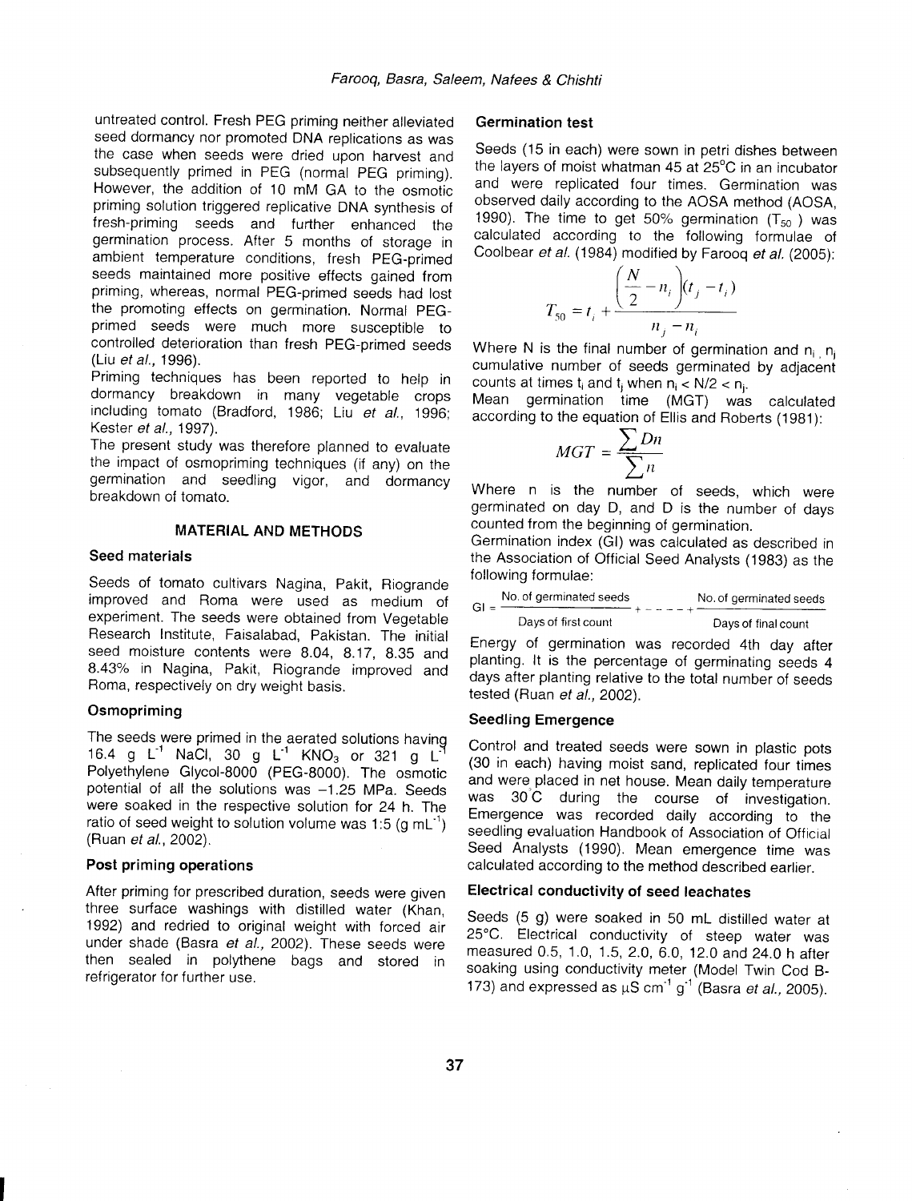untreated control. Fresh PEG priming neither alleviated seed dormancy nor promoted DNA replications as was the case when seeds were dried upon harvest and subsequently primed in PEG (normal PEG priming). However, the addition of 10 mM GA to the osmotic priming solution triggered replicative DNA synthesis of fresh-priming seeds and further enhanced the germination process. After 5 months of storage in ambient temperature conditions, fresh PEG-primed seeds maintained more positive effects gained from priming, whereas, normal PEG-primed seeds had lost the promoting effects on germination. Normal PEG-primed seeds were much more susceptible to controlled deterioration than fresh PEG-primed seeds (Liu *et al.,* 1996).

Priming techniques has been reported to help in dormancy breakdown in many vegetable crops including tomato (Bradford, 1986; Liu *et al.,* 1996; Kester *et al.,* 1997).

The present study was therefore planned to evaluate the impact of osmopriming techniques (if any) on the germination and seedling vigor, and dormancy breakdown of tomato.

## MATERIAL AND METHODS

### Seed materials

Seeds of tomato cultivars Nagina, Pakit, Riogrande improved and Roma were used as medium of experiment. The seeds were obtained from Vegetable Research Institute, Faisalabad, Pakistan. The initial seed moisture contents were 8.04, 8.17, 8.35 and 8.43% in Nagina, Pakit, Riogrande improved and Roma, respectively on dry weight basis.

### Osmopriming

The seeds were primed in the aerated solutions having 16.4 g $L^{-1}$ NaCl, 30 g $L^{-1}$ $KNO_3$ or 321 g $L^{-1}$ Polyethylene Glycol-8000 (PEG-8000). The osmotic potential of all the solutions was −1.25 MPa. Seeds were soaked in the respective solution for 24 h. The ratio of seed weight to solution volume was 1:5 (g $mL^{-1}$) (Ruan *et al.,* 2002).

### Post priming operations

After priming for prescribed duration, seeds were given three surface washings with distilled water (Khan, 1992) and redried to original weight with forced air under shade (Basra *et al.,* 2002). These seeds were then sealed in polythene bags and stored in refrigerator for further use.

### Germination test

Seeds (15 in each) were sown in petri dishes between the layers of moist whatman 45 at 25°C in an incubator and were replicated four times. Germination was observed daily according to the AOSA method (AOSA, 1990). The time to get 50% germination ($T_{50}$) was calculated according to the following formulae of Coolbear *et al.* (1984) modified by Farooq *et al.* (2005):

$$T_{50} = t_i + \frac{\left(\frac{N}{2} - n_i\right)(t_j - t_i)}{n_j - n_i}$$

Where N is the final number of germination and $n_i$, $n_j$ cumulative number of seeds germinated by adjacent counts at times $t_i$ and $t_j$ when $n_i < N/2 < n_j$.

Mean germination time (MGT) was calculated according to the equation of Ellis and Roberts (1981):

$$MGT = \frac{\sum Dn}{\sum n}$$

Where n is the number of seeds, which were germinated on day D, and D is the number of days counted from the beginning of germination.

Germination index (GI) was calculated as described in the Association of Official Seed Analysts (1983) as the following formulae:

$$GI = \frac{\text{No. of germinated seeds}}{\text{Days of first count}} + \cdots + \frac{\text{No. of germinated seeds}}{\text{Days of final count}}$$

Energy of germination was recorded 4th day after planting. It is the percentage of germinating seeds 4 days after planting relative to the total number of seeds tested (Ruan *et al.,* 2002).

### Seedling Emergence

Control and treated seeds were sown in plastic pots (30 in each) having moist sand, replicated four times and were placed in net house. Mean daily temperature was 30°C during the course of investigation. Emergence was recorded daily according to the seedling evaluation Handbook of Association of Official Seed Analysts (1990). Mean emergence time was calculated according to the method described earlier.

### Electrical conductivity of seed leachates

Seeds (5 g) were soaked in 50 mL distilled water at 25°C. Electrical conductivity of steep water was measured 0.5, 1.0, 1.5, 2.0, 6.0, 12.0 and 24.0 h after soaking using conductivity meter (Model Twin Cod B-173) and expressed as $\mu S\ cm^{-1}\ g^{-1}$ (Basra *et al.,* 2005).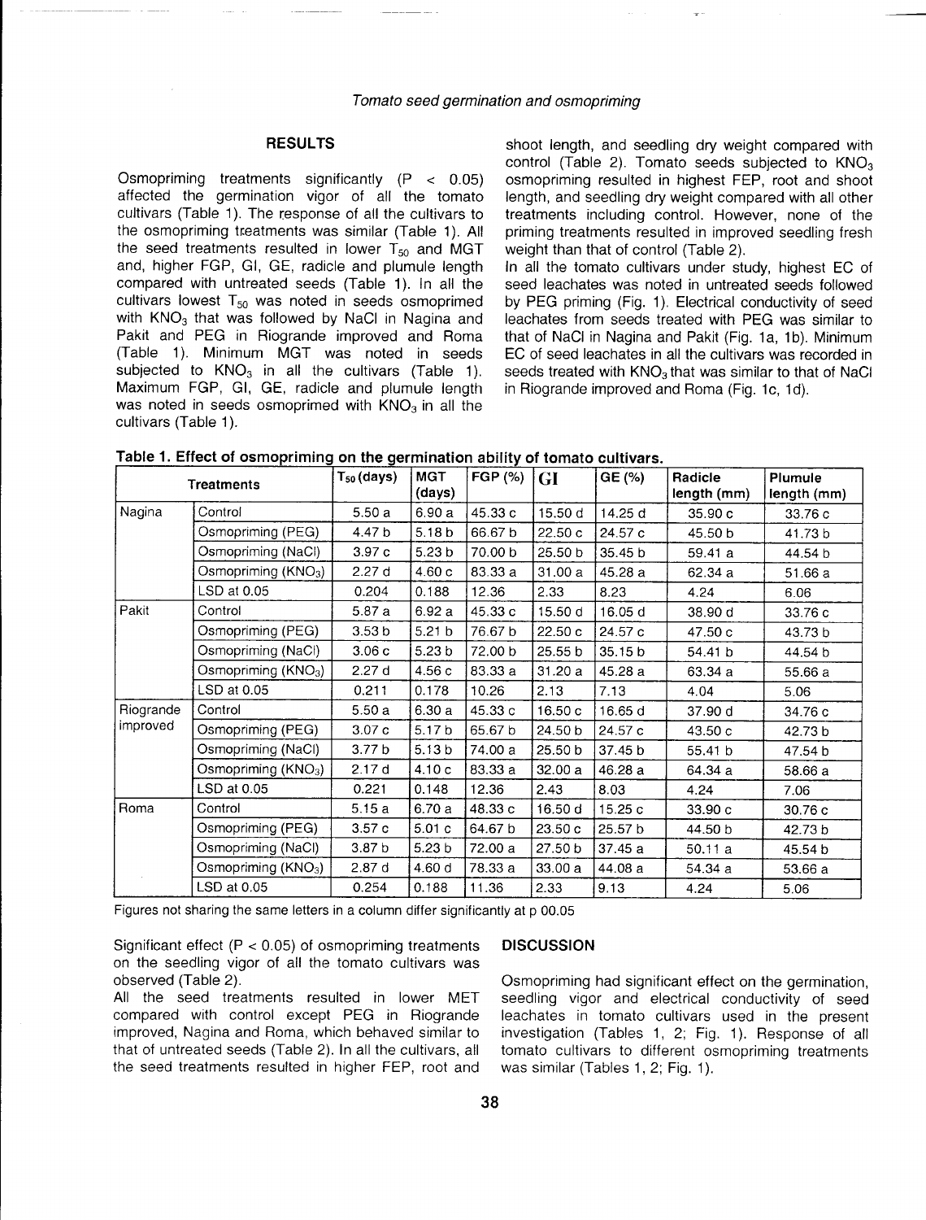## RESULTS

Osmopriming treatments significantly ($P < 0.05$) affected the germination vigor of all the tomato cultivars (Table 1). The response of all the cultivars to the osmopriming treatments was similar (Table 1). All the seed treatments resulted in lower $T_{50}$ and MGT and, higher FGP, GI, GE, radicle and plumule length compared with untreated seeds (Table 1). In all the cultivars lowest $T_{50}$ was noted in seeds osmoprimed with $KNO_3$ that was followed by NaCl in Nagina and Pakit and PEG in Riogrande improved and Roma (Table 1). Minimum MGT was noted in seeds subjected to $KNO_3$ in all the cultivars (Table 1). Maximum FGP, GI, GE, radicle and plumule length was noted in seeds osmoprimed with $KNO_3$ in all the cultivars (Table 1).

shoot length, and seedling dry weight compared with control (Table 2). Tomato seeds subjected to $KNO_3$ osmopriming resulted in highest FEP, root and shoot length, and seedling dry weight compared with all other treatments including control. However, none of the priming treatments resulted in improved seedling fresh weight than that of control (Table 2).

In all the tomato cultivars under study, highest EC of seed leachates was noted in untreated seeds followed by PEG priming (Fig. 1). Electrical conductivity of seed leachates from seeds treated with PEG was similar to that of NaCl in Nagina and Pakit (Fig. 1a, 1b). Minimum EC of seed leachates in all the cultivars was recorded in seeds treated with $KNO_3$ that was similar to that of NaCl in Riogrande improved and Roma (Fig. 1c, 1d).

**Table 1. Effect of osmopriming on the germination ability of tomato cultivars.**

| Treatments | | $T_{50}$ (days) | MGT (days) | FGP (%) | GI | GE (%) | Radicle length (mm) | Plumule length (mm) |
|---|---|---|---|---|---|---|---|---|
| Nagina | Control | 5.50 a | 6.90 a | 45.33 c | 15.50 d | 14.25 d | 35.90 c | 33.76 c |
| | Osmopriming (PEG) | 4.47 b | 5.18 b | 66.67 b | 22.50 c | 24.57 c | 45.50 b | 41.73 b |
| | Osmopriming (NaCl) | 3.97 c | 5.23 b | 70.00 b | 25.50 b | 35.45 b | 59.41 a | 44.54 b |
| | Osmopriming ($KNO_3$) | 2.27 d | 4.60 c | 83.33 a | 31.00 a | 45.28 a | 62.34 a | 51.66 a |
| | LSD at 0.05 | 0.204 | 0.188 | 12.36 | 2.33 | 8.23 | 4.24 | 6.06 |
| Pakit | Control | 5.87 a | 6.92 a | 45.33 c | 15.50 d | 16.05 d | 38.90 d | 33.76 c |
| | Osmopriming (PEG) | 3.53 b | 5.21 b | 76.67 b | 22.50 c | 24.57 c | 47.50 c | 43.73 b |
| | Osmopriming (NaCl) | 3.06 c | 5.23 b | 72.00 b | 25.55 b | 35.15 b | 54.41 b | 44.54 b |
| | Osmopriming ($KNO_3$) | 2.27 d | 4.56 c | 83.33 a | 31.20 a | 45.28 a | 63.34 a | 55.66 a |
| | LSD at 0.05 | 0.211 | 0.178 | 10.26 | 2.13 | 7.13 | 4.04 | 5.06 |
| Riogrande improved | Control | 5.50 a | 6.30 a | 45.33 c | 16.50 c | 16.65 d | 37.90 d | 34.76 c |
| | Osmopriming (PEG) | 3.07 c | 5.17 b | 65.67 b | 24.50 b | 24.57 c | 43.50 c | 42.73 b |
| | Osmopriming (NaCl) | 3.77 b | 5.13 b | 74.00 a | 25.50 b | 37.45 b | 55.41 b | 47.54 b |
| | Osmopriming ($KNO_3$) | 2.17 d | 4.10 c | 83.33 a | 32.00 a | 46.28 a | 64.34 a | 58.66 a |
| | LSD at 0.05 | 0.221 | 0.148 | 12.36 | 2.43 | 8.03 | 4.24 | 7.06 |
| Roma | Control | 5.15 a | 6.70 a | 48.33 c | 16.50 d | 15.25 c | 33.90 c | 30.76 c |
| | Osmopriming (PEG) | 3.57 c | 5.01 c | 64.67 b | 23.50 c | 25.57 b | 44.50 b | 42.73 b |
| | Osmopriming (NaCl) | 3.87 b | 5.23 b | 72.00 a | 27.50 b | 37.45 a | 50.11 a | 45.54 b |
| | Osmopriming ($KNO_3$) | 2.87 d | 4.60 d | 78.33 a | 33.00 a | 44.08 a | 54.34 a | 53.66 a |
| | LSD at 0.05 | 0.254 | 0.188 | 11.36 | 2.33 | 9.13 | 4.24 | 5.06 |

Figures not sharing the same letters in a column differ significantly at p 00.05

Significant effect ($P < 0.05$) of osmopriming treatments on the seedling vigor of all the tomato cultivars was observed (Table 2).

All the seed treatments resulted in lower MET compared with control except PEG in Riogrande improved, Nagina and Roma, which behaved similar to that of untreated seeds (Table 2). In all the cultivars, all the seed treatments resulted in higher FEP, root and

## DISCUSSION

Osmopriming had significant effect on the germination, seedling vigor and electrical conductivity of seed leachates in tomato cultivars used in the present investigation (Tables 1, 2; Fig. 1). Response of all tomato cultivars to different osmopriming treatments was similar (Tables 1, 2; Fig. 1).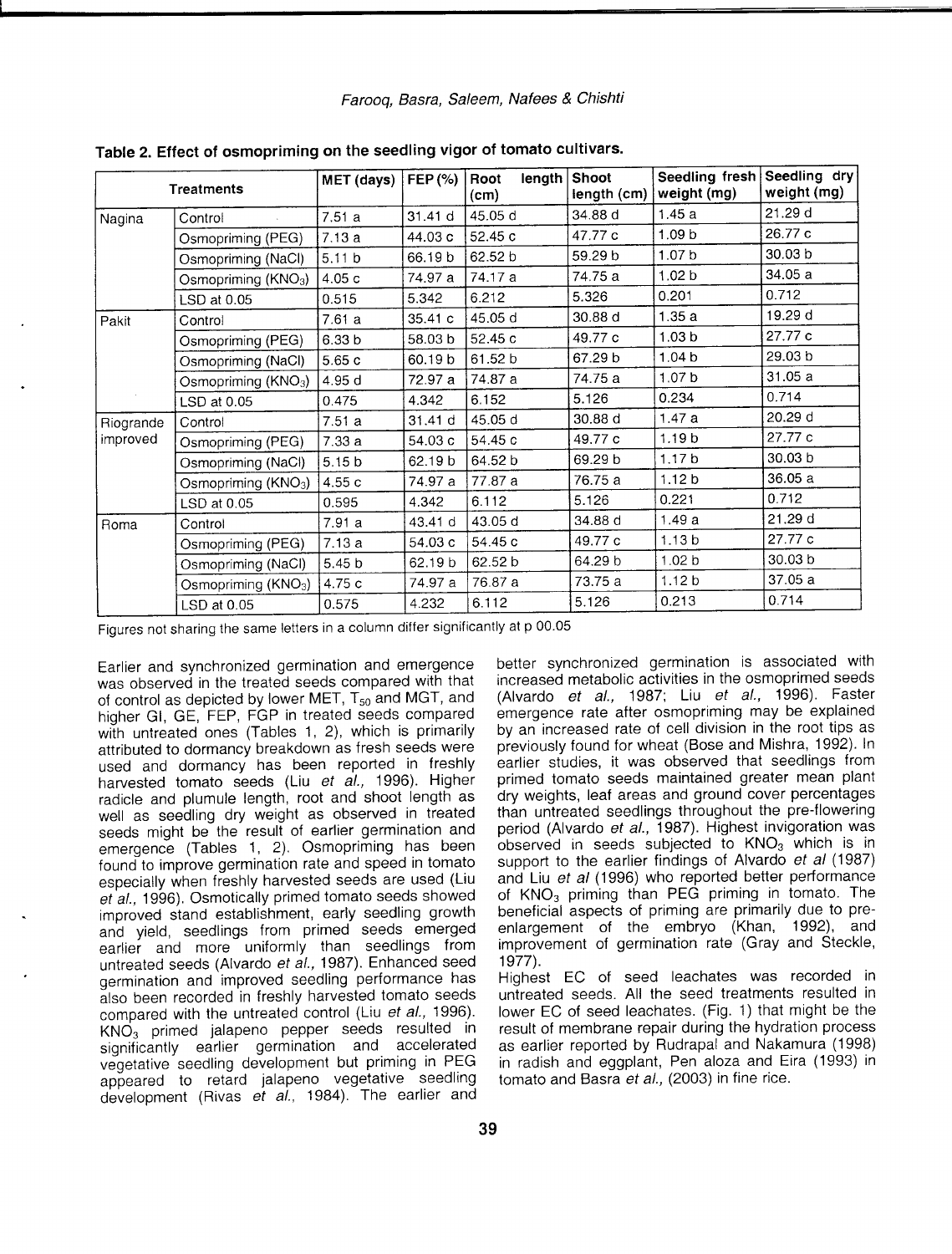**Table 2. Effect of osmopriming on the seedling vigor of tomato cultivars.**

| Treatments | | MET (days) | FEP (%) | Root length (cm) | Shoot length (cm) | Seedling fresh weight (mg) | Seedling dry weight (mg) |
|---|---|---|---|---|---|---|---|
| Nagina | Control | 7.51 a | 31.41 d | 45.05 d | 34.88 d | 1.45 a | 21.29 d |
| | Osmopriming (PEG) | 7.13 a | 44.03 c | 52.45 c | 47.77 c | 1.09 b | 26.77 c |
| | Osmopriming (NaCl) | 5.11 b | 66.19 b | 62.52 b | 59.29 b | 1.07 b | 30.03 b |
| | Osmopriming ($KNO_3$) | 4.05 c | 74.97 a | 74.17 a | 74.75 a | 1.02 b | 34.05 a |
| | LSD at 0.05 | 0.515 | 5.342 | 6.212 | 5.326 | 0.201 | 0.712 |
| Pakit | Control | 7.61 a | 35.41 c | 45.05 d | 30.88 d | 1.35 a | 19.29 d |
| | Osmopriming (PEG) | 6.33 b | 58.03 b | 52.45 c | 49.77 c | 1.03 b | 27.77 c |
| | Osmopriming (NaCl) | 5.65 c | 60.19 b | 61.52 b | 67.29 b | 1.04 b | 29.03 b |
| | Osmopriming ($KNO_3$) | 4.95 d | 72.97 a | 74.87 a | 74.75 a | 1.07 b | 31.05 a |
| | LSD at 0.05 | 0.475 | 4.342 | 6.152 | 5.126 | 0.234 | 0.714 |
| Riogrande improved | Control | 7.51 a | 31.41 d | 45.05 d | 30.88 d | 1.47 a | 20.29 d |
| | Osmopriming (PEG) | 7.33 a | 54.03 c | 54.45 c | 49.77 c | 1.19 b | 27.77 c |
| | Osmopriming (NaCl) | 5.15 b | 62.19 b | 64.52 b | 69.29 b | 1.17 b | 30.03 b |
| | Osmopriming ($KNO_3$) | 4.55 c | 74.97 a | 77.87 a | 76.75 a | 1.12 b | 36.05 a |
| | LSD at 0.05 | 0.595 | 4.342 | 6.112 | 5.126 | 0.221 | 0.712 |
| Roma | Control | 7.91 a | 43.41 d | 43.05 d | 34.88 d | 1.49 a | 21.29 d |
| | Osmopriming (PEG) | 7.13 a | 54.03 c | 54.45 c | 49.77 c | 1.13 b | 27.77 c |
| | Osmopriming (NaCl) | 5.45 b | 62.19 b | 62.52 b | 64.29 b | 1.02 b | 30.03 b |
| | Osmopriming ($KNO_3$) | 4.75 c | 74.97 a | 76.87 a | 73.75 a | 1.12 b | 37.05 a |
| | LSD at 0.05 | 0.575 | 4.232 | 6.112 | 5.126 | 0.213 | 0.714 |

Figures not sharing the same letters in a column differ significantly at p 00.05

Earlier and synchronized germination and emergence was observed in the treated seeds compared with that of control as depicted by lower MET, $T_{50}$ and MGT, and higher GI, GE, FEP, FGP in treated seeds compared with untreated ones (Tables 1, 2), which is primarily attributed to dormancy breakdown as fresh seeds were used and dormancy has been reported in freshly harvested tomato seeds (Liu *et al.,* 1996). Higher radicle and plumule length, root and shoot length as well as seedling dry weight as observed in treated seeds might be the result of earlier germination and emergence (Tables 1, 2). Osmopriming has been found to improve germination rate and speed in tomato especially when freshly harvested seeds are used (Liu *et al.,* 1996). Osmotically primed tomato seeds showed improved stand establishment, early seedling growth and yield, seedlings from primed seeds emerged earlier and more uniformly than seedlings from untreated seeds (Alvardo *et al.,* 1987). Enhanced seed germination and improved seedling performance has also been recorded in freshly harvested tomato seeds compared with the untreated control (Liu *et al.,* 1996). $KNO_3$ primed jalapeno pepper seeds resulted in significantly earlier germination and accelerated vegetative seedling development but priming in PEG appeared to retard jalapeno vegetative seedling development (Rivas *et al.,* 1984). The earlier and better synchronized germination is associated with increased metabolic activities in the osmoprimed seeds (Alvardo *et al.,* 1987; Liu *et al.,* 1996). Faster emergence rate after osmopriming may be explained by an increased rate of cell division in the root tips as previously found for wheat (Bose and Mishra, 1992). In earlier studies, it was observed that seedlings from primed tomato seeds maintained greater mean plant dry weights, leaf areas and ground cover percentages than untreated seedlings throughout the pre-flowering period (Alvardo *et al.,* 1987). Highest invigoration was observed in seeds subjected to $KNO_3$ which is in support to the earlier findings of Alvardo *et al* (1987) and Liu *et al* (1996) who reported better performance of $KNO_3$ priming than PEG priming in tomato. The beneficial aspects of priming are primarily due to pre-enlargement of the embryo (Khan, 1992), and improvement of germination rate (Gray and Steckle, 1977).

Highest EC of seed leachates was recorded in untreated seeds. All the seed treatments resulted in lower EC of seed leachates. (Fig. 1) that might be the result of membrane repair during the hydration process as earlier reported by Rudrapal and Nakamura (1998) in radish and eggplant, Pen aloza and Eira (1993) in tomato and Basra *et al.,* (2003) in fine rice.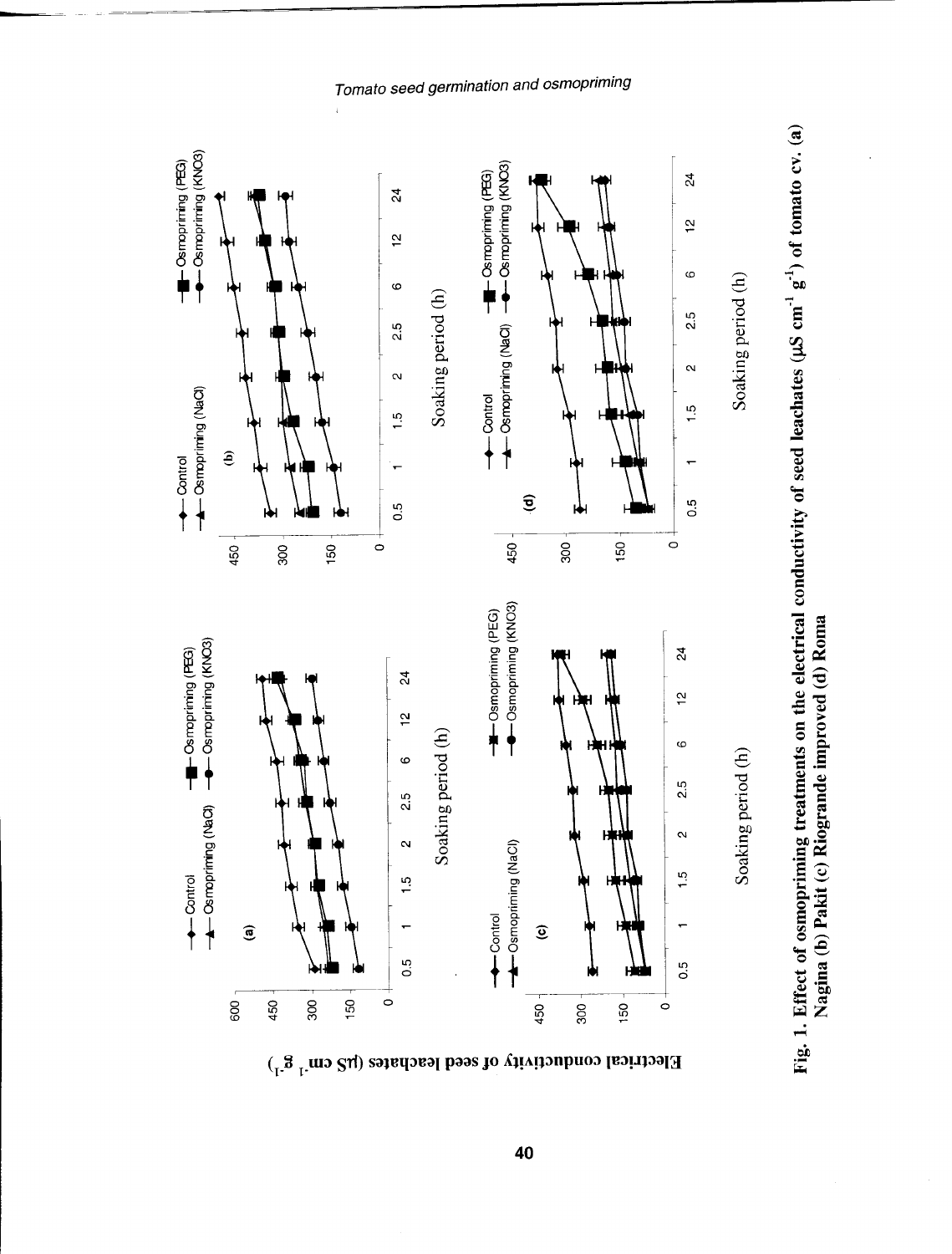Fig. 1. Effect of osmopriming treatments on the electrical conductivity of seed leachates (µS $cm^{-1}$ $g^{-1}$) of tomato cv. (a) Nagina (b) Pakit (c) Riogrande improved (d) Roma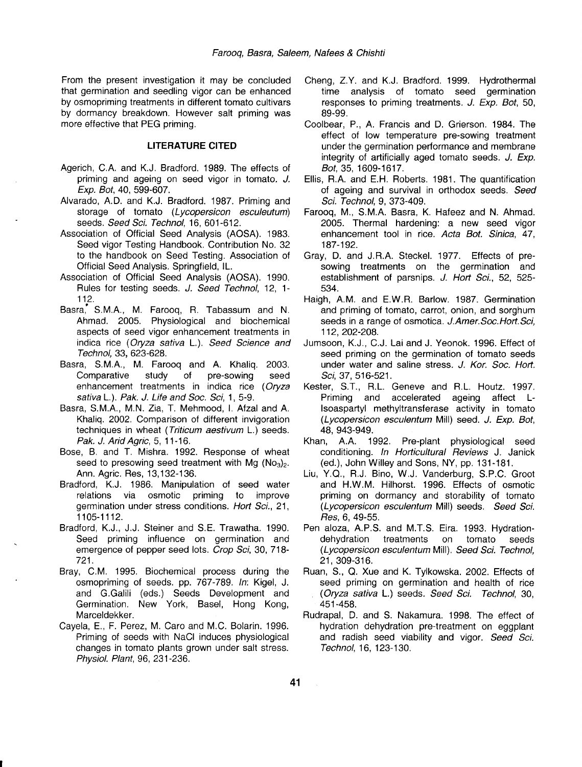From the present investigation it may be concluded that germination and seedling vigor can be enhanced by osmopriming treatments in different tomato cultivars by dormancy breakdown. However salt priming was more effective that PEG priming.

## LITERATURE CITED

Agerich, C.A. and K.J. Bradford. 1989. The effects of priming and ageing on seed vigor in tomato. *J. Exp. Bot*, 40, 599-607.

Alvarado, A.D. and K.J. Bradford. 1987. Priming and storage of tomato (*Lycopersicon esculeutum*) seeds. *Seed Sci. Technol*, 16, 601-612.

Association of Official Seed Analysis (AOSA). 1983. Seed vigor Testing Handbook. Contribution No. 32 to the handbook on Seed Testing. Association of Official Seed Analysis. Springfield, IL.

Association of Official Seed Analysis (AOSA). 1990. Rules for testing seeds. *J. Seed Technol*, 12, 1-112.

Basra, S.M.A., M. Farooq, R. Tabassum and N. Ahmad. 2005. Physiological and biochemical aspects of seed vigor enhancement treatments in indica rice (*Oryza sativa* L.). *Seed Science and Technol*, 33, 623-628.

Basra, S.M.A., M. Farooq and A. Khaliq. 2003. Comparative study of pre-sowing seed enhancement treatments in indica rice (*Oryza sativa* L.). *Pak. J. Life and Soc. Sci*, 1, 5-9.

Basra, S.M.A., M.N. Zia, T. Mehmood, I. Afzal and A. Khaliq. 2002. Comparison of different invigoration techniques in wheat (*Triticum aestivum* L.) seeds. *Pak. J. Arid Agric*, 5, 11-16.

Bose, B. and T. Mishra. 1992. Response of wheat seed to presowing seed treatment with Mg $(No_3)_2$. Ann. Agric. Res, 13,132-136.

Bradford, K.J. 1986. Manipulation of seed water relations via osmotic priming to improve germination under stress conditions. *Hort Sci.*, 21, 1105-1112.

Bradford, K.J., J.J. Steiner and S.E. Trawatha. 1990. Seed priming influence on germination and emergence of pepper seed lots. *Crop Sci*, 30, 718-721.

Bray, C.M. 1995. Biochemical process during the osmopriming of seeds. pp. 767-789. *In*: Kigel, J. and G.Galili (eds.) Seeds Development and Germination. New York, Basel, Hong Kong, Marceldekker.

Cayela, E., F. Perez, M. Caro and M.C. Bolarin. 1996. Priming of seeds with NaCl induces physiological changes in tomato plants grown under salt stress. *Physiol. Plant*, 96, 231-236.

Cheng, Z.Y. and K.J. Bradford. 1999. Hydrothermal time analysis of tomato seed germination responses to priming treatments. *J. Exp. Bot*, 50, 89-99.

Coolbear, P., A. Francis and D. Grierson. 1984. The effect of low temperature pre-sowing treatment under the germination performance and membrane integrity of artificially aged tomato seeds. *J. Exp. Bot*, 35, 1609-1617.

Ellis, R.A. and E.H. Roberts. 1981. The quantification of ageing and survival in orthodox seeds. *Seed Sci. Technol*, 9, 373-409.

Farooq, M., S.M.A. Basra, K. Hafeez and N. Ahmad. 2005. Thermal hardening: a new seed vigor enhancement tool in rice. *Acta Bot. Sinica*, 47, 187-192.

Gray, D. and J.R.A. Steckel. 1977. Effects of pre-sowing treatments on the germination and establishment of parsnips. *J. Hort Sci.*, 52, 525-534.

Haigh, A.M. and E.W.R. Barlow. 1987. Germination and priming of tomato, carrot, onion, and sorghum seeds in a range of osmotica. *J.Amer.Soc.Hort.Sci*, 112, 202-208.

Jumsoon, K.J., C.J. Lai and J. Yeonok. 1996. Effect of seed priming on the germination of tomato seeds under water and saline stress. *J. Kor. Soc. Hort. Sci*, 37, 516-521.

Kester, S.T., R.L. Geneve and R.L. Houtz. 1997. Priming and accelerated ageing affect L-Isoaspartyl methyltransferase activity in tomato (*Lycopersicon esculentum* Mill) seed. *J. Exp. Bot*, 48, 943-949.

Khan, A.A. 1992. Pre-plant physiological seed conditioning. *In Horticultural Reviews* J. Janick (ed.), John Willey and Sons, NY, pp. 131-181.

Liu, Y.Q., R.J. Bino, W.J. Vanderburg, S.P.C. Groot and H.W.M. Hilhorst. 1996. Effects of osmotic priming on dormancy and storability of tomato (*Lycopersicon esculentum* Mill) seeds. *Seed Sci. Res*, 6, 49-55.

Pen aloza, A.P.S. and M.T.S. Eira. 1993. Hydration-dehydration treatments on tomato seeds (*Lycopersicon esculentum* Mill). *Seed Sci. Technol*, 21, 309-316.

Ruan, S., Q. Xue and K. Tylkowska. 2002. Effects of seed priming on germination and health of rice (*Oryza sativa* L.) seeds. *Seed Sci. Technol*, 30, 451-458.

Rudrapal, D. and S. Nakamura. 1998. The effect of hydration dehydration pre-treatment on eggplant and radish seed viability and vigor. *Seed Sci. Technol*, 16, 123-130.